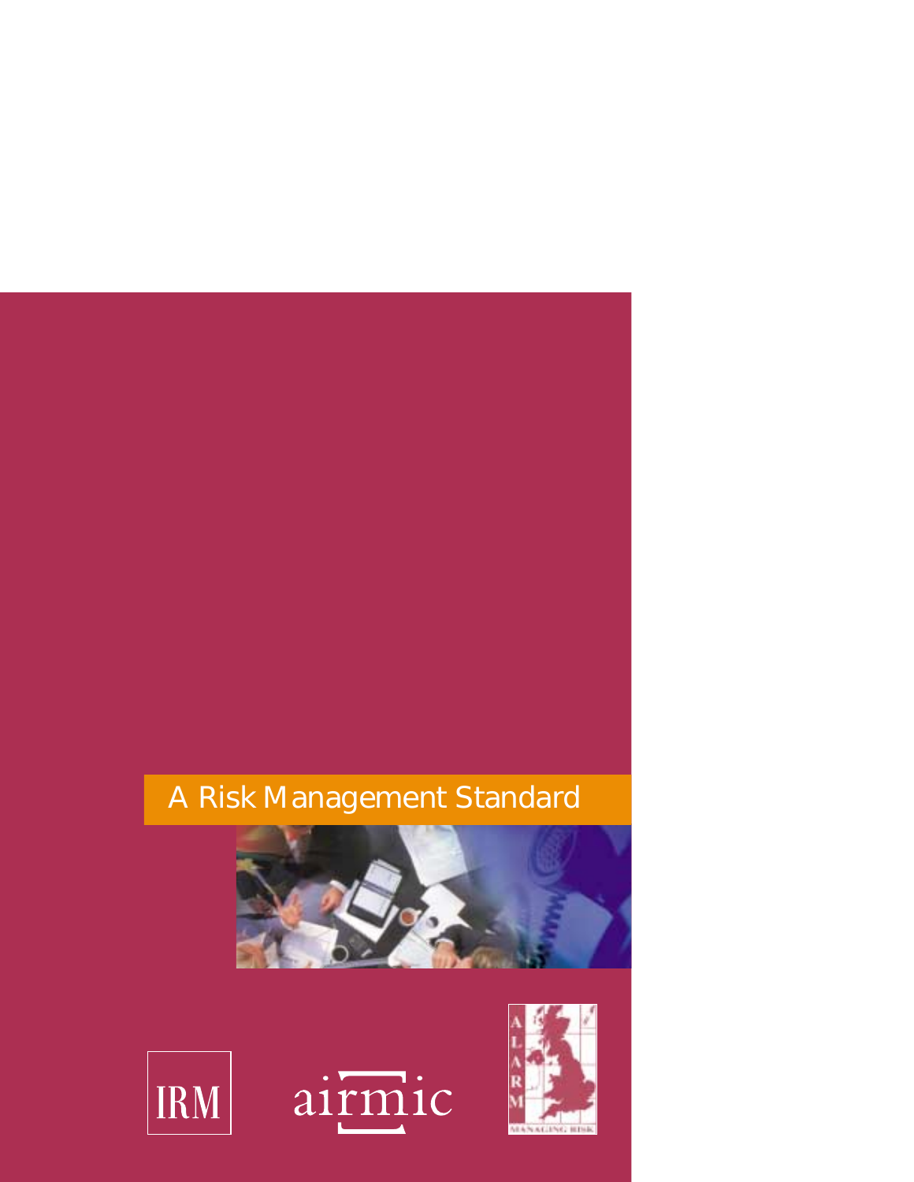# A Risk Management Standard

IRM

airmic

ALARM

MANAGING RISK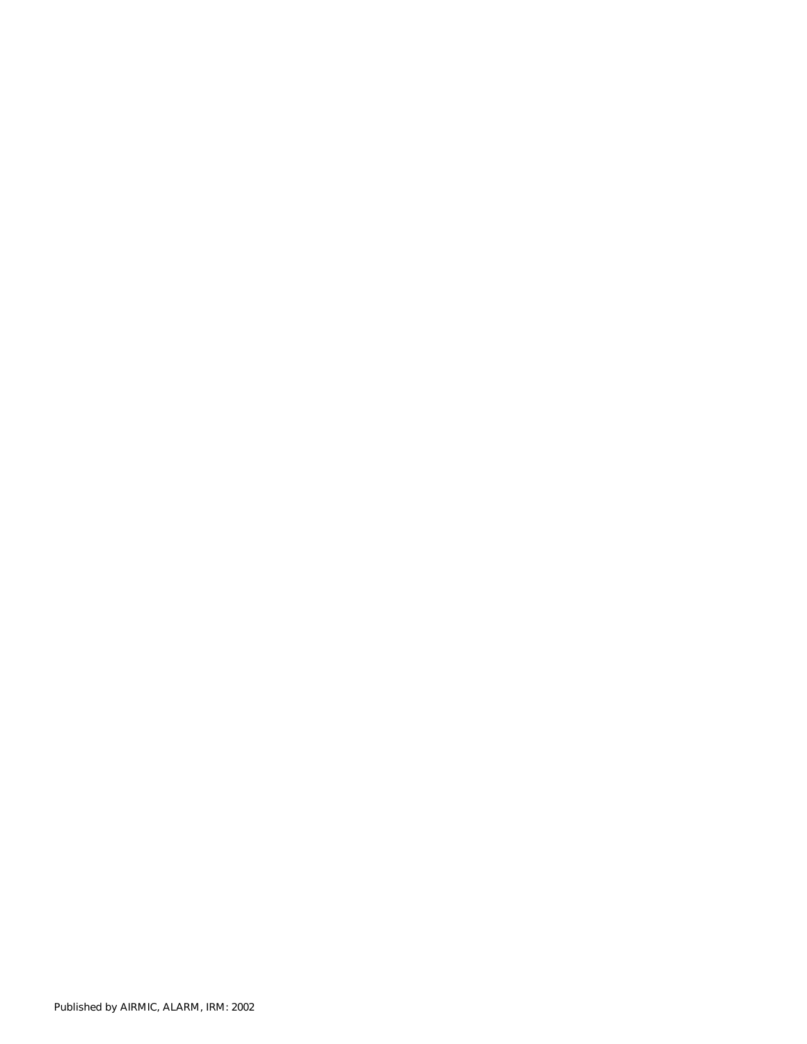Published by AIRMIC, ALARM, IRM: 2002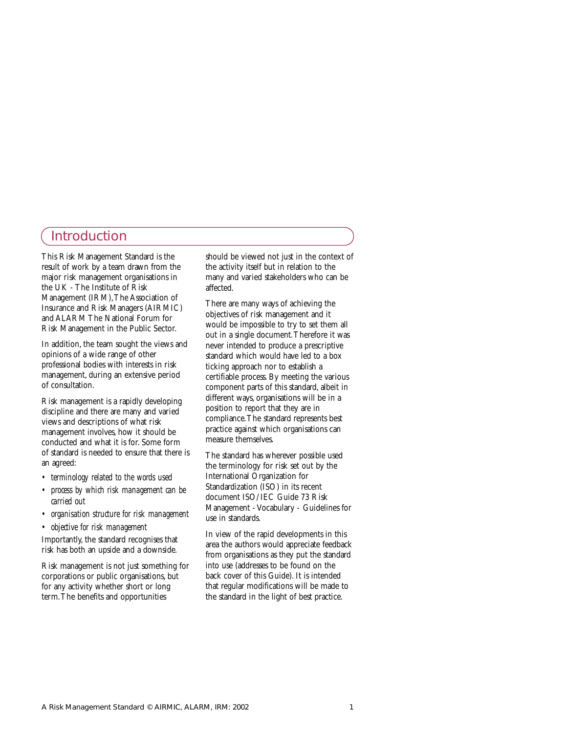# Introduction

This Risk Management Standard is the result of work by a team drawn from the major risk management organisations in the UK - The Institute of Risk Management (IRM), The Association of Insurance and Risk Managers (AIRMIC) and ALARM The National Forum for Risk Management in the Public Sector.

In addition, the team sought the views and opinions of a wide range of other professional bodies with interests in risk management, during an extensive period of consultation.

Risk management is a rapidly developing discipline and there are many and varied views and descriptions of what risk management involves, how it should be conducted and what it is for. Some form of standard is needed to ensure that there is an agreed:

- *terminology related to the words used*
- *process by which risk management can be carried out*
- *organisation structure for risk management*
- *objective for risk management*

Importantly, the standard recognises that risk has both an upside and a downside.

Risk management is not just something for corporations or public organisations, but for any activity whether short or long term. The benefits and opportunities should be viewed not just in the context of the activity itself but in relation to the many and varied stakeholders who can be affected.

There are many ways of achieving the objectives of risk management and it would be impossible to try to set them all out in a single document. Therefore it was never intended to produce a prescriptive standard which would have led to a box ticking approach nor to establish a certifiable process. By meeting the various component parts of this standard, albeit in different ways, organisations will be in a position to report that they are in compliance. The standard represents best practice against which organisations can measure themselves.

The standard has wherever possible used the terminology for risk set out by the International Organization for Standardization (ISO) in its recent document ISO/IEC Guide 73 Risk Management - Vocabulary - Guidelines for use in standards.

In view of the rapid developments in this area the authors would appreciate feedback from organisations as they put the standard into use (addresses to be found on the back cover of this Guide). It is intended that regular modifications will be made to the standard in the light of best practice.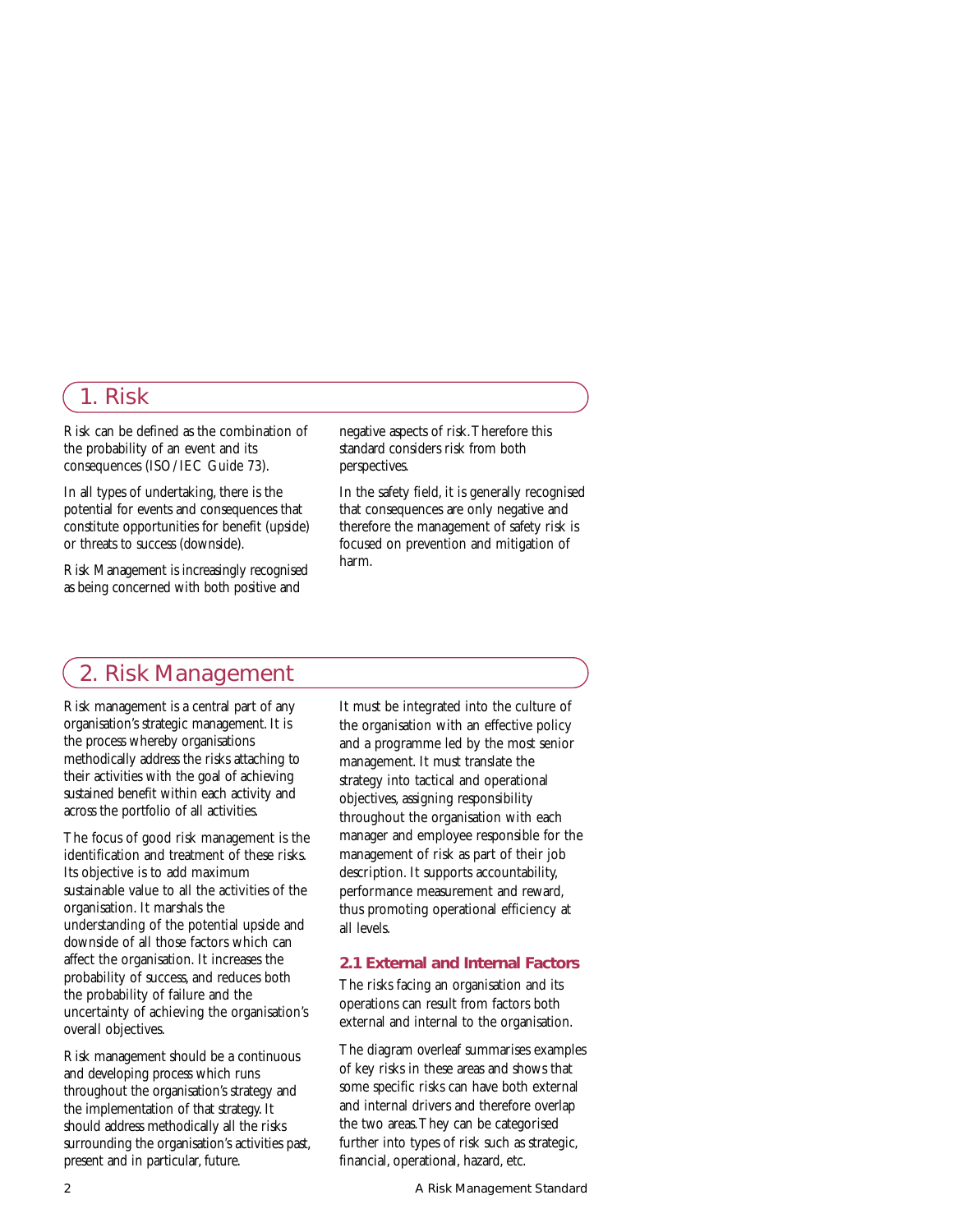## 1. Risk

Risk can be defined as the combination of the probability of an event and its consequences (ISO/IEC Guide 73).

In all types of undertaking, there is the potential for events and consequences that constitute opportunities for benefit (upside) or threats to success (downside).

Risk Management is increasingly recognised as being concerned with both positive and negative aspects of risk. Therefore this standard considers risk from both perspectives.

In the safety field, it is generally recognised that consequences are only negative and therefore the management of safety risk is focused on prevention and mitigation of harm.

## 2. Risk Management

Risk management is a central part of any organisation's strategic management. It is the process whereby organisations methodically address the risks attaching to their activities with the goal of achieving sustained benefit within each activity and across the portfolio of all activities.

The focus of good risk management is the identification and treatment of these risks. Its objective is to add maximum sustainable value to all the activities of the organisation. It marshals the understanding of the potential upside and downside of all those factors which can affect the organisation. It increases the probability of success, and reduces both the probability of failure and the uncertainty of achieving the organisation's overall objectives.

Risk management should be a continuous and developing process which runs throughout the organisation's strategy and the implementation of that strategy. It should address methodically all the risks surrounding the organisation's activities past, present and in particular, future.

It must be integrated into the culture of the organisation with an effective policy and a programme led by the most senior management. It must translate the strategy into tactical and operational objectives, assigning responsibility throughout the organisation with each manager and employee responsible for the management of risk as part of their job description. It supports accountability, performance measurement and reward, thus promoting operational efficiency at all levels.

### 2.1 External and Internal Factors

The risks facing an organisation and its operations can result from factors both external and internal to the organisation.

The diagram overleaf summarises examples of key risks in these areas and shows that some specific risks can have both external and internal drivers and therefore overlap the two areas. They can be categorised further into types of risk such as strategic, financial, operational, hazard, etc.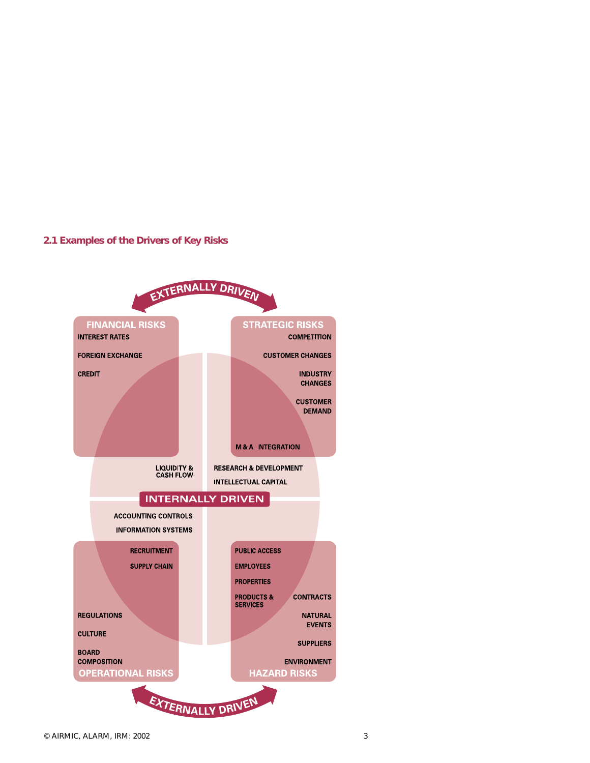## 2.1 Examples of the Drivers of Key Risks

EXTERNALLY DRIVEN

**FINANCIAL RISKS**
- INTEREST RATES
- FOREIGN EXCHANGE
- CREDIT
- LIQUIDITY & CASH FLOW

**STRATEGIC RISKS**
- COMPETITION
- CUSTOMER CHANGES
- INDUSTRY CHANGES
- CUSTOMER DEMAND
- M & A INTEGRATION
- RESEARCH & DEVELOPMENT
- INTELLECTUAL CAPITAL

INTERNALLY DRIVEN

**OPERATIONAL RISKS**
- ACCOUNTING CONTROLS
- INFORMATION SYSTEMS
- RECRUITMENT
- SUPPLY CHAIN
- REGULATIONS
- CULTURE
- BOARD COMPOSITION

**HAZARD RISKS**
- PUBLIC ACCESS
- EMPLOYEES
- PROPERTIES
- PRODUCTS & SERVICES
- CONTRACTS
- NATURAL EVENTS
- SUPPLIERS
- ENVIRONMENT

EXTERNALLY DRIVEN

© AIRMIC, ALARM, IRM: 2002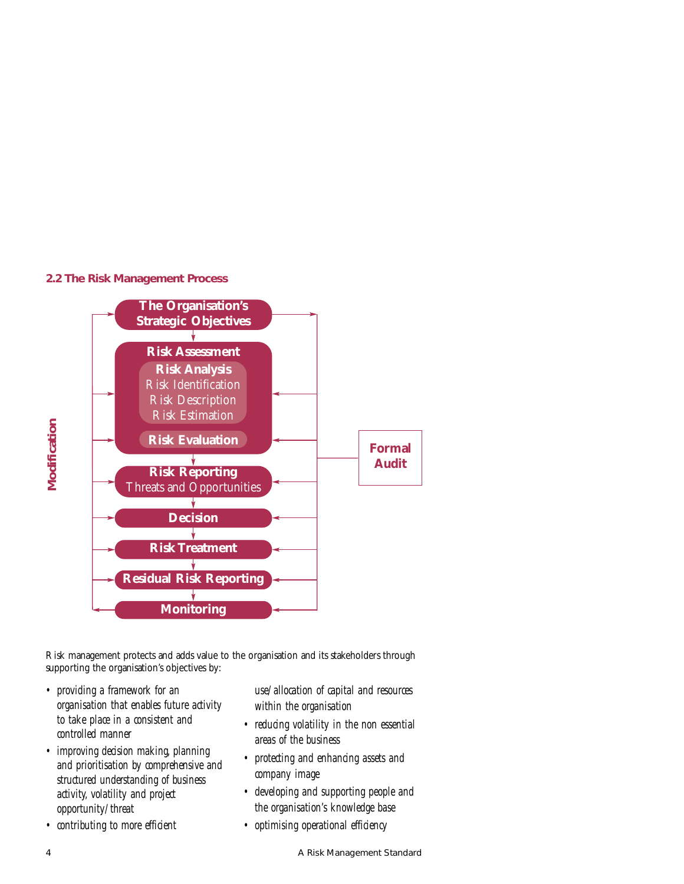## 2.2 The Risk Management Process

**The Organisation's Strategic Objectives**

**Risk Assessment**

**Risk Analysis**
Risk Identification
Risk Description
Risk Estimation

**Risk Evaluation**

**Risk Reporting**
Threats and Opportunities

**Decision**

**Risk Treatment**

**Residual Risk Reporting**

**Monitoring**

**Modification**

**Formal Audit**

Risk management protects and adds value to the organisation and its stakeholders through supporting the organisation's objectives by:

- providing a framework for an organisation that enables future activity to take place in a consistent and controlled manner
- improving decision making, planning and prioritisation by comprehensive and structured understanding of business activity, volatility and project opportunity/threat
- contributing to more efficient use/allocation of capital and resources within the organisation
- reducing volatility in the non essential areas of the business
- protecting and enhancing assets and company image
- developing and supporting people and the organisation's knowledge base
- optimising operational efficiency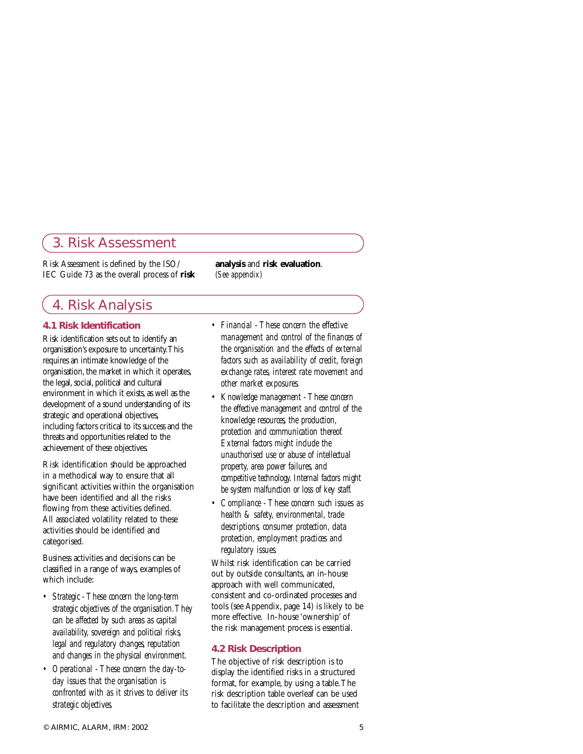## 3. Risk Assessment

Risk Assessment is defined by the ISO/IEC Guide 73 as the overall process of **risk analysis** and **risk evaluation**. *(See appendix)*

## 4. Risk Analysis

### 4.1 Risk Identification

Risk identification sets out to identify an organisation's exposure to uncertainty. This requires an intimate knowledge of the organisation, the market in which it operates, the legal, social, political and cultural environment in which it exists, as well as the development of a sound understanding of its strategic and operational objectives, including factors critical to its success and the threats and opportunities related to the achievement of these objectives.

Risk identification should be approached in a methodical way to ensure that all significant activities within the organisation have been identified and all the risks flowing from these activities defined. All associated volatility related to these activities should be identified and categorised.

Business activities and decisions can be classified in a range of ways, examples of which include:

- *Strategic - These concern the long-term strategic objectives of the organisation. They can be affected by such areas as capital availability, sovereign and political risks, legal and regulatory changes, reputation and changes in the physical environment.*
- *Operational - These concern the day-to-day issues that the organisation is confronted with as it strives to deliver its strategic objectives.*
- *Financial - These concern the effective management and control of the finances of the organisation and the effects of external factors such as availability of credit, foreign exchange rates, interest rate movement and other market exposures.*
- *Knowledge management - These concern the effective management and control of the knowledge resources, the production, protection and communication thereof. External factors might include the unauthorised use or abuse of intellectual property, area power failures, and competitive technology. Internal factors might be system malfunction or loss of key staff.*
- *Compliance - These concern such issues as health & safety, environmental, trade descriptions, consumer protection, data protection, employment practices and regulatory issues.*

Whilst risk identification can be carried out by outside consultants, an in-house approach with well communicated, consistent and co-ordinated processes and tools (see Appendix, page 14) is likely to be more effective. In-house 'ownership' of the risk management process is essential.

### 4.2 Risk Description

The objective of risk description is to display the identified risks in a structured format, for example, by using a table. The risk description table overleaf can be used to facilitate the description and assessment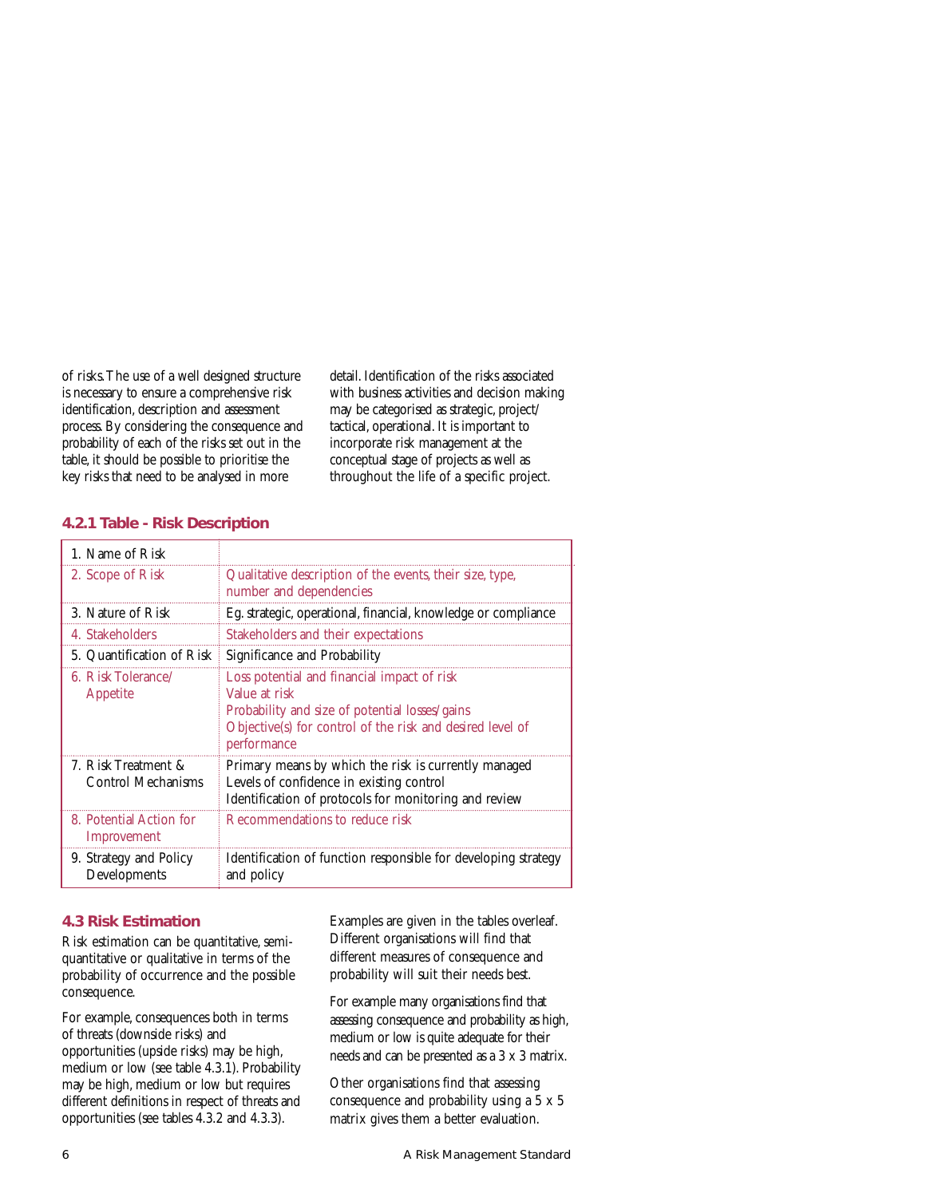of risks. The use of a well designed structure is necessary to ensure a comprehensive risk identification, description and assessment process. By considering the consequence and probability of each of the risks set out in the table, it should be possible to prioritise the key risks that need to be analysed in more detail. Identification of the risks associated with business activities and decision making may be categorised as strategic, project/ tactical, operational. It is important to incorporate risk management at the conceptual stage of projects as well as throughout the life of a specific project.

### 4.2.1 Table - Risk Description

| | |
|---|---|
| 1. Name of Risk | |
| 2. Scope of Risk | Qualitative description of the events, their size, type, number and dependencies |
| 3. Nature of Risk | Eg. strategic, operational, financial, knowledge or compliance |
| 4. Stakeholders | Stakeholders and their expectations |
| 5. Quantification of Risk | Significance and Probability |
| 6. Risk Tolerance/ Appetite | Loss potential and financial impact of risk<br>Value at risk<br>Probability and size of potential losses/gains<br>Objective(s) for control of the risk and desired level of performance |
| 7. Risk Treatment & Control Mechanisms | Primary means by which the risk is currently managed<br>Levels of confidence in existing control<br>Identification of protocols for monitoring and review |
| 8. Potential Action for Improvement | Recommendations to reduce risk |
| 9. Strategy and Policy Developments | Identification of function responsible for developing strategy and policy |

## 4.3 Risk Estimation

Risk estimation can be quantitative, semi-quantitative or qualitative in terms of the probability of occurrence and the possible consequence.

For example, consequences both in terms of threats (downside risks) and opportunities (upside risks) may be high, medium or low (see table 4.3.1). Probability may be high, medium or low but requires different definitions in respect of threats and opportunities (see tables 4.3.2 and 4.3.3).

Examples are given in the tables overleaf. Different organisations will find that different measures of consequence and probability will suit their needs best.

For example many organisations find that assessing consequence and probability as high, medium or low is quite adequate for their needs and can be presented as a 3 x 3 matrix.

Other organisations find that assessing consequence and probability using a 5 x 5 matrix gives them a better evaluation.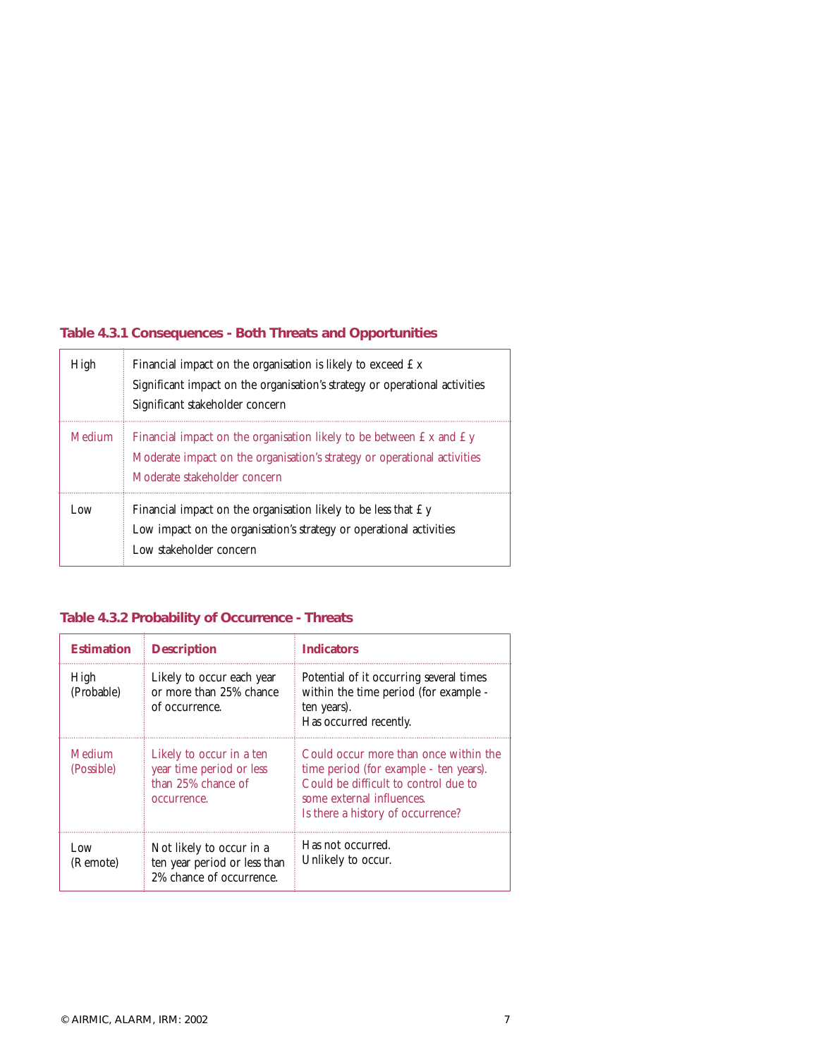### Table 4.3.1 Consequences - Both Threats and Opportunities

| | |
|---|---|
| High | Financial impact on the organisation is likely to exceed £ x<br>Significant impact on the organisation's strategy or operational activities<br>Significant stakeholder concern |
| Medium | Financial impact on the organisation likely to be between £ x and £ y<br>Moderate impact on the organisation's strategy or operational activities<br>Moderate stakeholder concern |
| Low | Financial impact on the organisation likely to be less that £ y<br>Low impact on the organisation's strategy or operational activities<br>Low stakeholder concern |

### Table 4.3.2 Probability of Occurrence - Threats

| Estimation | Description | Indicators |
|---|---|---|
| High (Probable) | Likely to occur each year or more than 25% chance of occurrence. | Potential of it occurring several times within the time period (for example - ten years).<br>Has occurred recently. |
| Medium (Possible) | Likely to occur in a ten year time period or less than 25% chance of occurrence. | Could occur more than once within the time period (for example - ten years).<br>Could be difficult to control due to some external influences.<br>Is there a history of occurrence? |
| Low (Remote) | Not likely to occur in a ten year period or less than 2% chance of occurrence. | Has not occurred.<br>Unlikely to occur. |

© AIRMIC, ALARM, IRM: 2002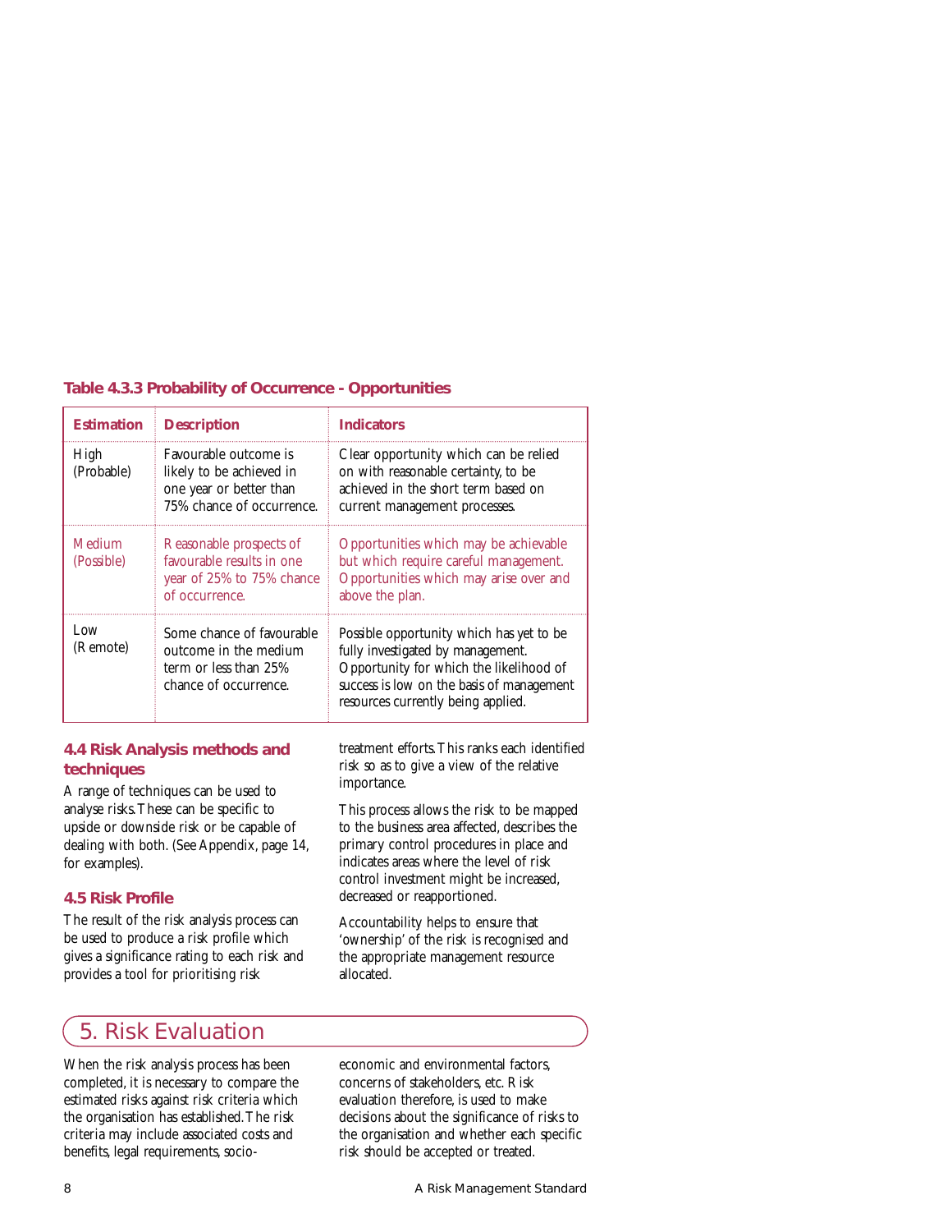**Table 4.3.3 Probability of Occurrence - Opportunities**

| Estimation | Description | Indicators |
|---|---|---|
| High (Probable) | Favourable outcome is likely to be achieved in one year or better than 75% chance of occurrence. | Clear opportunity which can be relied on with reasonable certainty, to be achieved in the short term based on current management processes. |
| Medium (Possible) | Reasonable prospects of favourable results in one year of 25% to 75% chance of occurrence. | Opportunities which may be achievable but which require careful management. Opportunities which may arise over and above the plan. |
| Low (Remote) | Some chance of favourable outcome in the medium term or less than 25% chance of occurrence. | Possible opportunity which has yet to be fully investigated by management. Opportunity for which the likelihood of success is low on the basis of management resources currently being applied. |

### 4.4 Risk Analysis methods and techniques

A range of techniques can be used to analyse risks. These can be specific to upside or downside risk or be capable of dealing with both. (See Appendix, page 14, for examples).

### 4.5 Risk Profile

The result of the risk analysis process can be used to produce a risk profile which gives a significance rating to each risk and provides a tool for prioritising risk treatment efforts. This ranks each identified risk so as to give a view of the relative importance.

This process allows the risk to be mapped to the business area affected, describes the primary control procedures in place and indicates areas where the level of risk control investment might be increased, decreased or reapportioned.

Accountability helps to ensure that 'ownership' of the risk is recognised and the appropriate management resource allocated.

## 5. Risk Evaluation

When the risk analysis process has been completed, it is necessary to compare the estimated risks against risk criteria which the organisation has established. The risk criteria may include associated costs and benefits, legal requirements, socio-economic and environmental factors, concerns of stakeholders, etc. Risk evaluation therefore, is used to make decisions about the significance of risks to the organisation and whether each specific risk should be accepted or treated.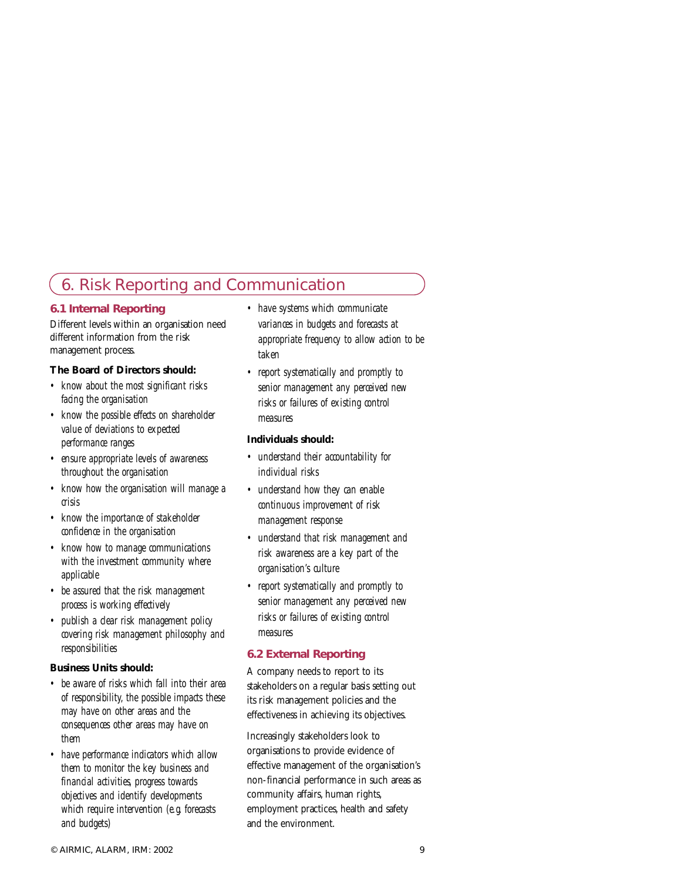# 6. Risk Reporting and Communication

## 6.1 Internal Reporting

Different levels within an organisation need different information from the risk management process.

**The Board of Directors should:**

- *know about the most significant risks facing the organisation*
- *know the possible effects on shareholder value of deviations to expected performance ranges*
- *ensure appropriate levels of awareness throughout the organisation*
- *know how the organisation will manage a crisis*
- *know the importance of stakeholder confidence in the organisation*
- *know how to manage communications with the investment community where applicable*
- *be assured that the risk management process is working effectively*
- *publish a clear risk management policy covering risk management philosophy and responsibilities*

**Business Units should:**

- *be aware of risks which fall into their area of responsibility, the possible impacts these may have on other areas and the consequences other areas may have on them*
- *have performance indicators which allow them to monitor the key business and financial activities, progress towards objectives and identify developments which require intervention (e.g. forecasts and budgets)*
- *have systems which communicate variances in budgets and forecasts at appropriate frequency to allow action to be taken*
- *report systematically and promptly to senior management any perceived new risks or failures of existing control measures*

**Individuals should:**

- *understand their accountability for individual risks*
- *understand how they can enable continuous improvement of risk management response*
- *understand that risk management and risk awareness are a key part of the organisation's culture*
- *report systematically and promptly to senior management any perceived new risks or failures of existing control measures*

## 6.2 External Reporting

A company needs to report to its stakeholders on a regular basis setting out its risk management policies and the effectiveness in achieving its objectives.

Increasingly stakeholders look to organisations to provide evidence of effective management of the organisation's non-financial performance in such areas as community affairs, human rights, employment practices, health and safety and the environment.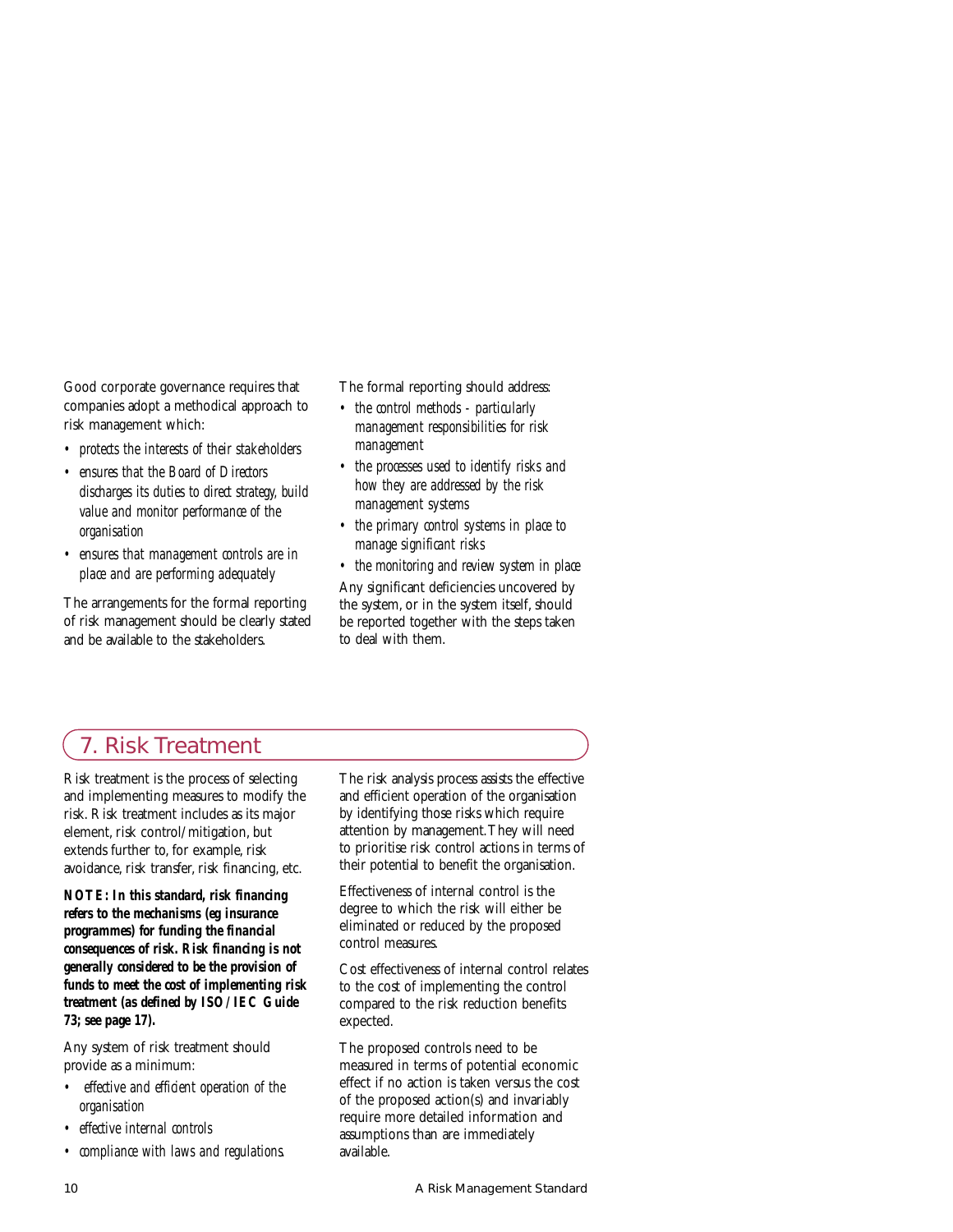Good corporate governance requires that companies adopt a methodical approach to risk management which:

- *protects the interests of their stakeholders*
- *ensures that the Board of Directors discharges its duties to direct strategy, build value and monitor performance of the organisation*
- *ensures that management controls are in place and are performing adequately*

The arrangements for the formal reporting of risk management should be clearly stated and be available to the stakeholders.

The formal reporting should address:

- *the control methods - particularly management responsibilities for risk management*
- *the processes used to identify risks and how they are addressed by the risk management systems*
- *the primary control systems in place to manage significant risks*
- *the monitoring and review system in place*

Any significant deficiencies uncovered by the system, or in the system itself, should be reported together with the steps taken to deal with them.

## 7. Risk Treatment

Risk treatment is the process of selecting and implementing measures to modify the risk. Risk treatment includes as its major element, risk control/mitigation, but extends further to, for example, risk avoidance, risk transfer, risk financing, etc.

**NOTE: In this standard, risk financing refers to the mechanisms (eg insurance programmes) for funding the financial consequences of risk. Risk financing is not generally considered to be the provision of funds to meet the cost of implementing risk treatment (as defined by ISO/IEC Guide 73; see page 17).**

Any system of risk treatment should provide as a minimum:

- *effective and efficient operation of the organisation*
- *effective internal controls*
- *compliance with laws and regulations.*

The risk analysis process assists the effective and efficient operation of the organisation by identifying those risks which require attention by management. They will need to prioritise risk control actions in terms of their potential to benefit the organisation.

Effectiveness of internal control is the degree to which the risk will either be eliminated or reduced by the proposed control measures.

Cost effectiveness of internal control relates to the cost of implementing the control compared to the risk reduction benefits expected.

The proposed controls need to be measured in terms of potential economic effect if no action is taken versus the cost of the proposed action(s) and invariably require more detailed information and assumptions than are immediately available.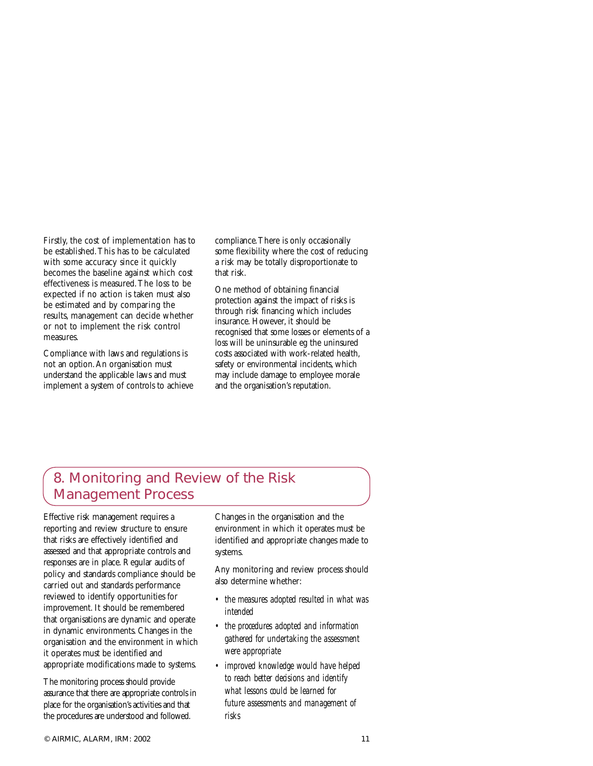Firstly, the cost of implementation has to be established. This has to be calculated with some accuracy since it quickly becomes the baseline against which cost effectiveness is measured. The loss to be expected if no action is taken must also be estimated and by comparing the results, management can decide whether or not to implement the risk control measures.

Compliance with laws and regulations is not an option. An organisation must understand the applicable laws and must implement a system of controls to achieve compliance. There is only occasionally some flexibility where the cost of reducing a risk may be totally disproportionate to that risk.

One method of obtaining financial protection against the impact of risks is through risk financing which includes insurance. However, it should be recognised that some losses or elements of a loss will be uninsurable eg the uninsured costs associated with work-related health, safety or environmental incidents, which may include damage to employee morale and the organisation's reputation.

## 8. Monitoring and Review of the Risk Management Process

Effective risk management requires a reporting and review structure to ensure that risks are effectively identified and assessed and that appropriate controls and responses are in place. Regular audits of policy and standards compliance should be carried out and standards performance reviewed to identify opportunities for improvement. It should be remembered that organisations are dynamic and operate in dynamic environments. Changes in the organisation and the environment in which it operates must be identified and appropriate modifications made to systems.

The monitoring process should provide assurance that there are appropriate controls in place for the organisation's activities and that the procedures are understood and followed. Changes in the organisation and the environment in which it operates must be identified and appropriate changes made to systems.

Any monitoring and review process should also determine whether:

- *the measures adopted resulted in what was intended*
- *the procedures adopted and information gathered for undertaking the assessment were appropriate*
- *improved knowledge would have helped to reach better decisions and identify what lessons could be learned for future assessments and management of risks*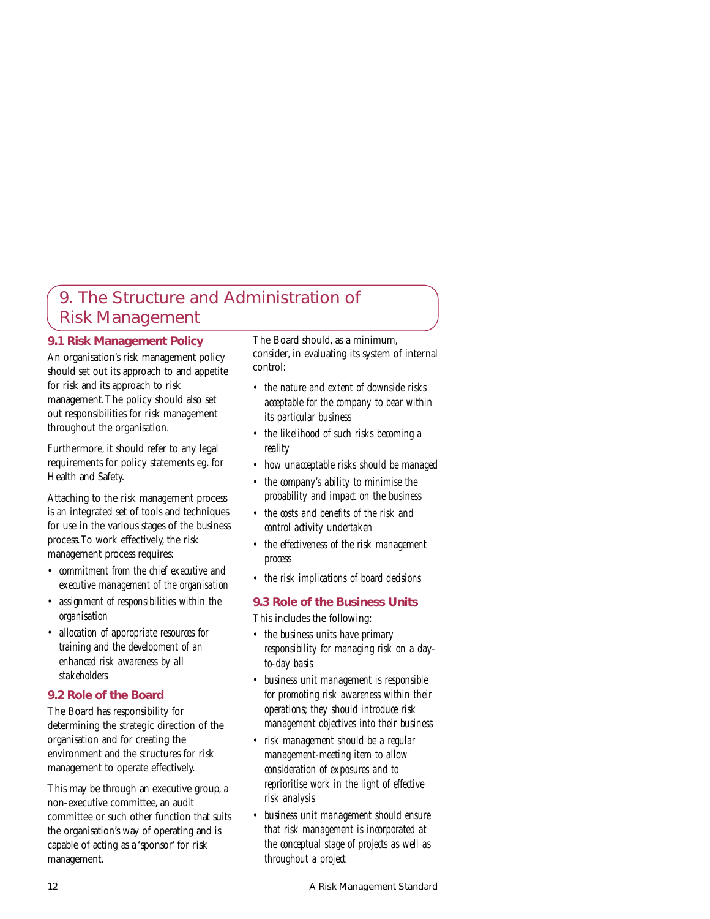# 9. The Structure and Administration of Risk Management

## 9.1 Risk Management Policy

An organisation's risk management policy should set out its approach to and appetite for risk and its approach to risk management. The policy should also set out responsibilities for risk management throughout the organisation.

Furthermore, it should refer to any legal requirements for policy statements eg. for Health and Safety.

Attaching to the risk management process is an integrated set of tools and techniques for use in the various stages of the business process. To work effectively, the risk management process requires:

- *commitment from the chief executive and executive management of the organisation*
- *assignment of responsibilities within the organisation*
- *allocation of appropriate resources for training and the development of an enhanced risk awareness by all stakeholders.*

## 9.2 Role of the Board

The Board has responsibility for determining the strategic direction of the organisation and for creating the environment and the structures for risk management to operate effectively.

This may be through an executive group, a non-executive committee, an audit committee or such other function that suits the organisation's way of operating and is capable of acting as a 'sponsor' for risk management.

The Board should, as a minimum, consider, in evaluating its system of internal control:

- *the nature and extent of downside risks acceptable for the company to bear within its particular business*
- *the likelihood of such risks becoming a reality*
- *how unacceptable risks should be managed*
- *the company's ability to minimise the probability and impact on the business*
- *the costs and benefits of the risk and control activity undertaken*
- *the effectiveness of the risk management process*
- *the risk implications of board decisions*

## 9.3 Role of the Business Units

This includes the following:

- *the business units have primary responsibility for managing risk on a day-to-day basis*
- *business unit management is responsible for promoting risk awareness within their operations; they should introduce risk management objectives into their business*
- *risk management should be a regular management-meeting item to allow consideration of exposures and to reprioritise work in the light of effective risk analysis*
- *business unit management should ensure that risk management is incorporated at the conceptual stage of projects as well as throughout a project*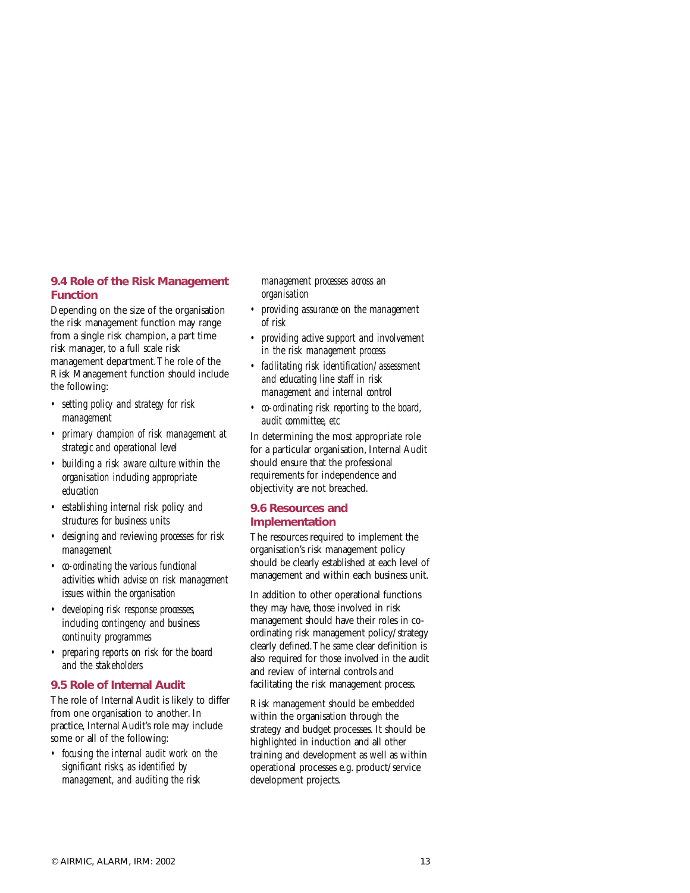## 9.4 Role of the Risk Management Function

Depending on the size of the organisation the risk management function may range from a single risk champion, a part time risk manager, to a full scale risk management department. The role of the Risk Management function should include the following:

- *setting policy and strategy for risk management*
- *primary champion of risk management at strategic and operational level*
- *building a risk aware culture within the organisation including appropriate education*
- *establishing internal risk policy and structures for business units*
- *designing and reviewing processes for risk management*
- *co-ordinating the various functional activities which advise on risk management issues within the organisation*
- *developing risk response processes, including contingency and business continuity programmes*
- *preparing reports on risk for the board and the stakeholders*

## 9.5 Role of Internal Audit

The role of Internal Audit is likely to differ from one organisation to another. In practice, Internal Audit's role may include some or all of the following:

- *focusing the internal audit work on the significant risks, as identified by management, and auditing the risk management processes across an organisation*
- *providing assurance on the management of risk*
- *providing active support and involvement in the risk management process*
- *facilitating risk identification/assessment and educating line staff in risk management and internal control*
- *co-ordinating risk reporting to the board, audit committee, etc*

In determining the most appropriate role for a particular organisation, Internal Audit should ensure that the professional requirements for independence and objectivity are not breached.

## 9.6 Resources and Implementation

The resources required to implement the organisation's risk management policy should be clearly established at each level of management and within each business unit.

In addition to other operational functions they may have, those involved in risk management should have their roles in co-ordinating risk management policy/strategy clearly defined. The same clear definition is also required for those involved in the audit and review of internal controls and facilitating the risk management process.

Risk management should be embedded within the organisation through the strategy and budget processes. It should be highlighted in induction and all other training and development as well as within operational processes e.g. product/service development projects.

© AIRMIC, ALARM, IRM: 2002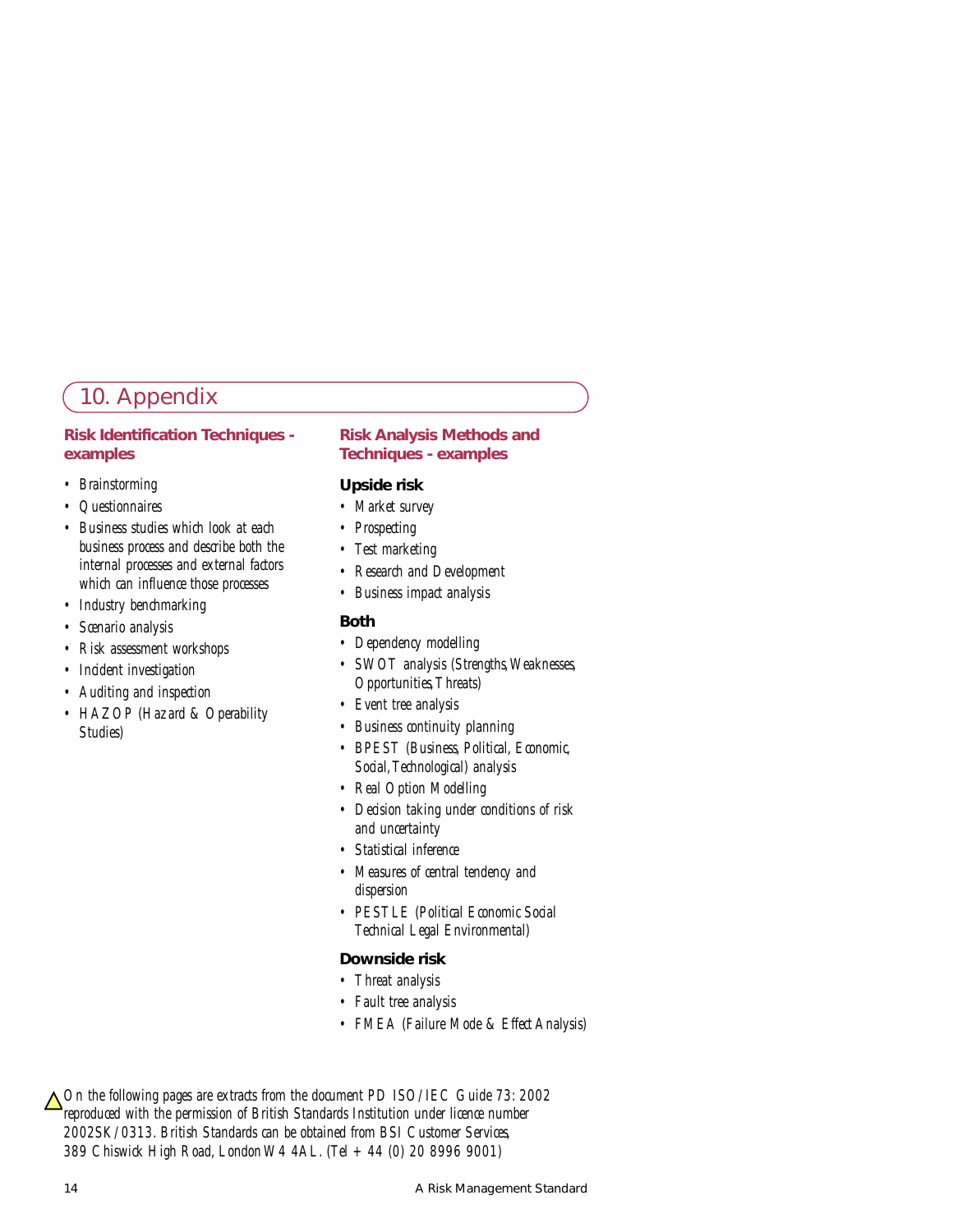## 10. Appendix

### Risk Identification Techniques - examples

- *Brainstorming*
- *Questionnaires*
- *Business studies which look at each business process and describe both the internal processes and external factors which can influence those processes*
- *Industry benchmarking*
- *Scenario analysis*
- *Risk assessment workshops*
- *Incident investigation*
- *Auditing and inspection*
- *HAZOP (Hazard & Operability Studies)*

### Risk Analysis Methods and Techniques - examples

**Upside risk**

- *Market survey*
- *Prospecting*
- *Test marketing*
- *Research and Development*
- *Business impact analysis*

**Both**

- *Dependency modelling*
- *SWOT analysis (Strengths, Weaknesses, Opportunities, Threats)*
- *Event tree analysis*
- *Business continuity planning*
- *BPEST (Business, Political, Economic, Social, Technological) analysis*
- *Real Option Modelling*
- *Decision taking under conditions of risk and uncertainty*
- *Statistical inference*
- *Measures of central tendency and dispersion*
- *PESTLE (Political Economic Social Technical Legal Environmental)*

**Downside risk**

- *Threat analysis*
- *Fault tree analysis*
- *FMEA (Failure Mode & Effect Analysis)*

*On the following pages are extracts from the document PD ISO/IEC Guide 73: 2002 reproduced with the permission of British Standards Institution under licence number 2002SK/0313. British Standards can be obtained from BSI Customer Services, 389 Chiswick High Road, London W4 4AL. (Tel + 44 (0) 20 8996 9001)*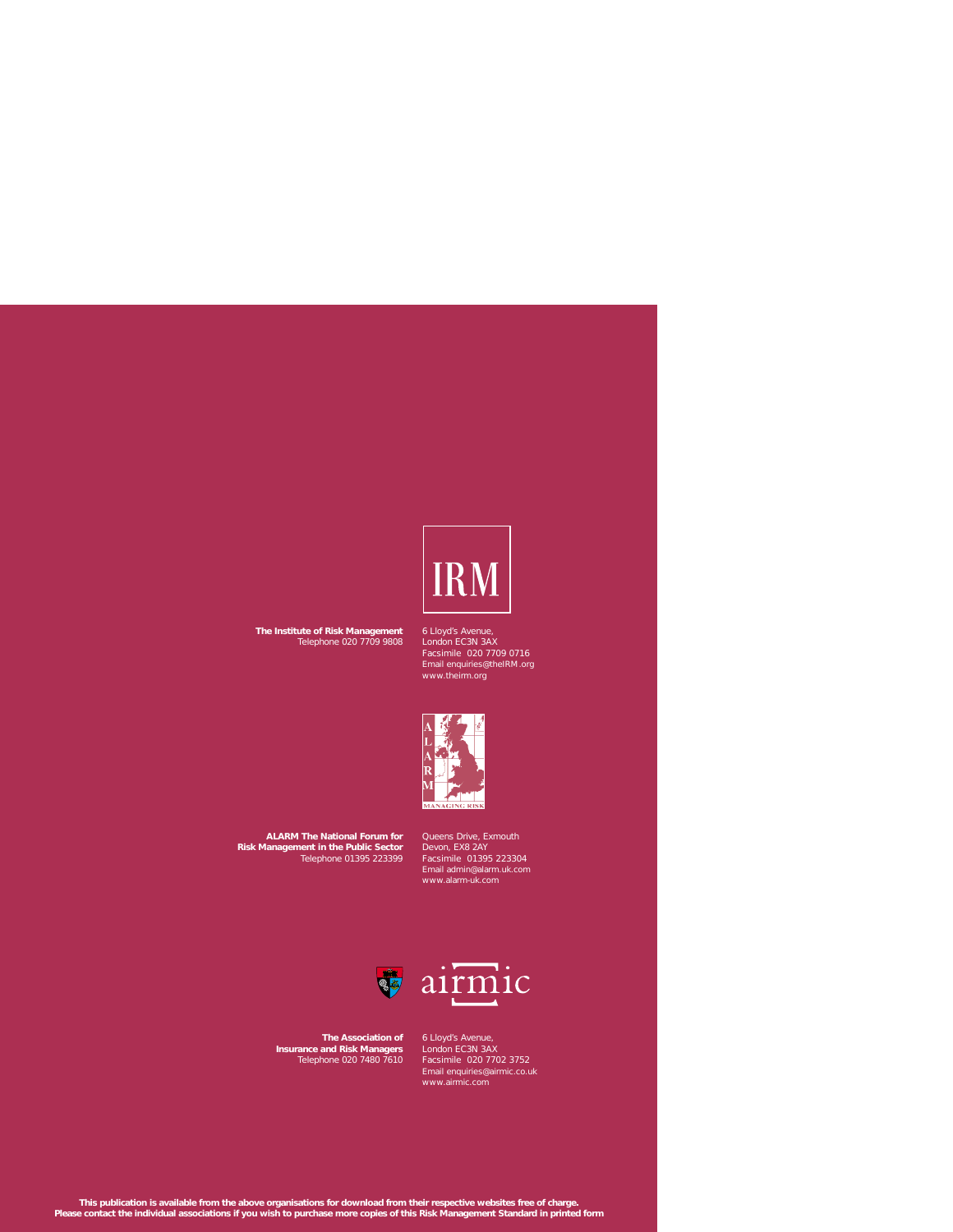IRM

**The Institute of Risk Management**
Telephone 020 7709 9808

6 Lloyd's Avenue,
London EC3N 3AX
Facsimile 020 7709 0716
Email enquiries@theIRM.org
www.theirm.org

ALARM
MANAGING RISK

**ALARM The National Forum for Risk Management in the Public Sector**
Telephone 01395 223399

Queens Drive, Exmouth
Devon, EX8 2AY
Facsimile 01395 223304
Email admin@alarm.uk.com
www.alarm-uk.com

airmic

**The Association of Insurance and Risk Managers**
Telephone 020 7480 7610

6 Lloyd's Avenue,
London EC3N 3AX
Facsimile 020 7702 3752
Email enquiries@airmic.co.uk
www.airmic.com

**This publication is available from the above organisations for download from their respective websites free of charge. Please contact the individual associations if you wish to purchase more copies of this Risk Management Standard in printed form**